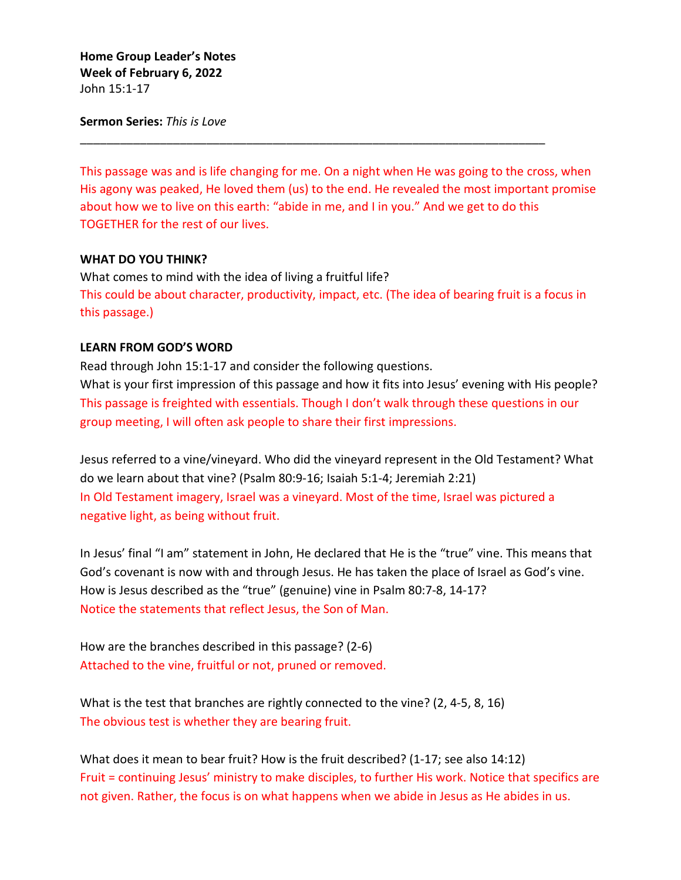**Home Group Leader's Notes**
**Week of February 6, 2022**
John 15:1-17

**Sermon Series:** *This is Love*

---

This passage was and is life changing for me. On a night when He was going to the cross, when His agony was peaked, He loved them (us) to the end. He revealed the most important promise about how we to live on this earth: "abide in me, and I in you." And we get to do this TOGETHER for the rest of our lives.

**WHAT DO YOU THINK?**

What comes to mind with the idea of living a fruitful life?

This could be about character, productivity, impact, etc. (The idea of bearing fruit is a focus in this passage.)

**LEARN FROM GOD'S WORD**

Read through John 15:1-17 and consider the following questions.

What is your first impression of this passage and how it fits into Jesus' evening with His people?

This passage is freighted with essentials. Though I don't walk through these questions in our group meeting, I will often ask people to share their first impressions.

Jesus referred to a vine/vineyard. Who did the vineyard represent in the Old Testament? What do we learn about that vine? (Psalm 80:9-16; Isaiah 5:1-4; Jeremiah 2:21)

In Old Testament imagery, Israel was a vineyard. Most of the time, Israel was pictured a negative light, as being without fruit.

In Jesus' final "I am" statement in John, He declared that He is the "true" vine. This means that God's covenant is now with and through Jesus. He has taken the place of Israel as God's vine. How is Jesus described as the "true" (genuine) vine in Psalm 80:7-8, 14-17?

Notice the statements that reflect Jesus, the Son of Man.

How are the branches described in this passage? (2-6)

Attached to the vine, fruitful or not, pruned or removed.

What is the test that branches are rightly connected to the vine? (2, 4-5, 8, 16)

The obvious test is whether they are bearing fruit.

What does it mean to bear fruit? How is the fruit described? (1-17; see also 14:12)

Fruit = continuing Jesus' ministry to make disciples, to further His work. Notice that specifics are not given. Rather, the focus is on what happens when we abide in Jesus as He abides in us.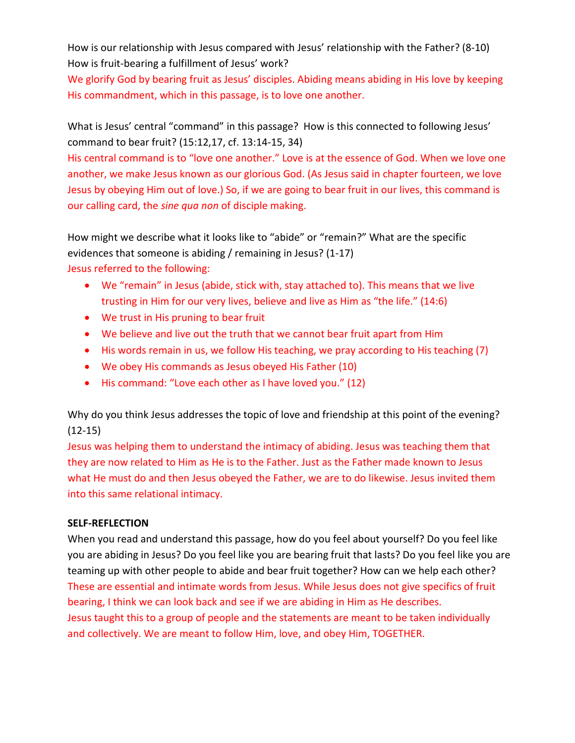How is our relationship with Jesus compared with Jesus' relationship with the Father? (8-10)
How is fruit-bearing a fulfillment of Jesus' work?
We glorify God by bearing fruit as Jesus' disciples. Abiding means abiding in His love by keeping His commandment, which in this passage, is to love one another.

What is Jesus' central "command" in this passage? How is this connected to following Jesus' command to bear fruit? (15:12,17, cf. 13:14-15, 34)
His central command is to "love one another." Love is at the essence of God. When we love one another, we make Jesus known as our glorious God. (As Jesus said in chapter fourteen, we love Jesus by obeying Him out of love.) So, if we are going to bear fruit in our lives, this command is our calling card, the *sine qua non* of disciple making.

How might we describe what it looks like to "abide" or "remain?" What are the specific evidences that someone is abiding / remaining in Jesus? (1-17)
Jesus referred to the following:

- We "remain" in Jesus (abide, stick with, stay attached to). This means that we live trusting in Him for our very lives, believe and live as Him as "the life." (14:6)
- We trust in His pruning to bear fruit
- We believe and live out the truth that we cannot bear fruit apart from Him
- His words remain in us, we follow His teaching, we pray according to His teaching (7)
- We obey His commands as Jesus obeyed His Father (10)
- His command: "Love each other as I have loved you." (12)

Why do you think Jesus addresses the topic of love and friendship at this point of the evening? (12-15)
Jesus was helping them to understand the intimacy of abiding. Jesus was teaching them that they are now related to Him as He is to the Father. Just as the Father made known to Jesus what He must do and then Jesus obeyed the Father, we are to do likewise. Jesus invited them into this same relational intimacy.

**SELF-REFLECTION**

When you read and understand this passage, how do you feel about yourself? Do you feel like you are abiding in Jesus? Do you feel like you are bearing fruit that lasts? Do you feel like you are teaming up with other people to abide and bear fruit together? How can we help each other?
These are essential and intimate words from Jesus. While Jesus does not give specifics of fruit bearing, I think we can look back and see if we are abiding in Him as He describes.
Jesus taught this to a group of people and the statements are meant to be taken individually and collectively. We are meant to follow Him, love, and obey Him, TOGETHER.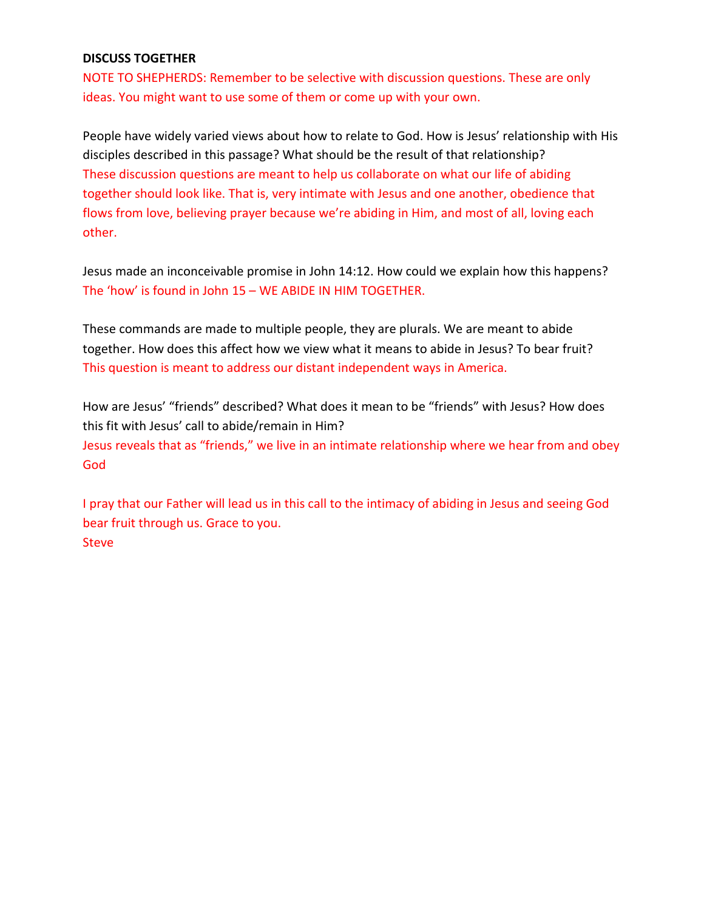**DISCUSS TOGETHER**

NOTE TO SHEPHERDS: Remember to be selective with discussion questions. These are only ideas. You might want to use some of them or come up with your own.

People have widely varied views about how to relate to God. How is Jesus' relationship with His disciples described in this passage? What should be the result of that relationship?

These discussion questions are meant to help us collaborate on what our life of abiding together should look like. That is, very intimate with Jesus and one another, obedience that flows from love, believing prayer because we're abiding in Him, and most of all, loving each other.

Jesus made an inconceivable promise in John 14:12. How could we explain how this happens?

The 'how' is found in John 15 – WE ABIDE IN HIM TOGETHER.

These commands are made to multiple people, they are plurals. We are meant to abide together. How does this affect how we view what it means to abide in Jesus? To bear fruit?

This question is meant to address our distant independent ways in America.

How are Jesus' "friends" described? What does it mean to be "friends" with Jesus? How does this fit with Jesus' call to abide/remain in Him?

Jesus reveals that as "friends," we live in an intimate relationship where we hear from and obey God

I pray that our Father will lead us in this call to the intimacy of abiding in Jesus and seeing God bear fruit through us. Grace to you.

Steve